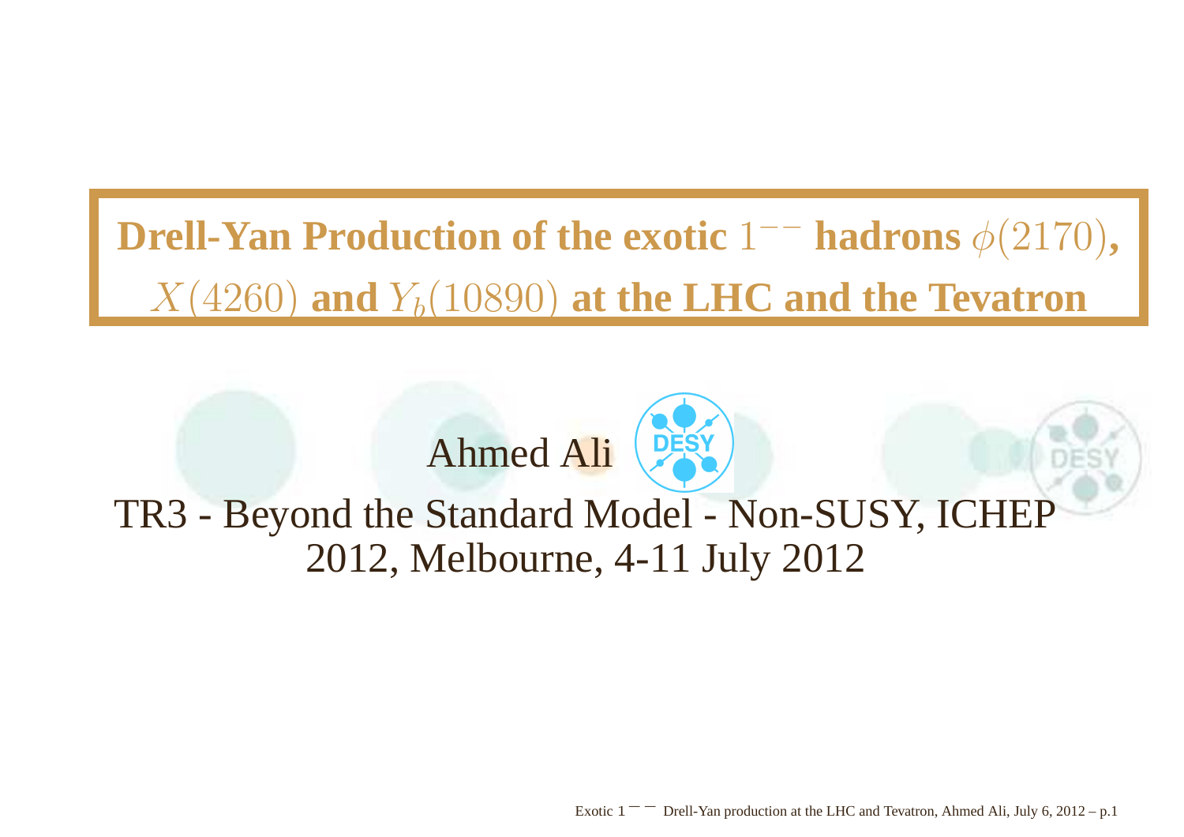# Drell-Yan Production of the exotic $1^{--}$ hadrons $\phi(2170)$, $X(4260)$ and $Y_b(10890)$ at the LHC and the Tevatron

Ahmed Ali

TR3 - Beyond the Standard Model - Non-SUSY, ICHEP 2012, Melbourne, 4-11 July 2012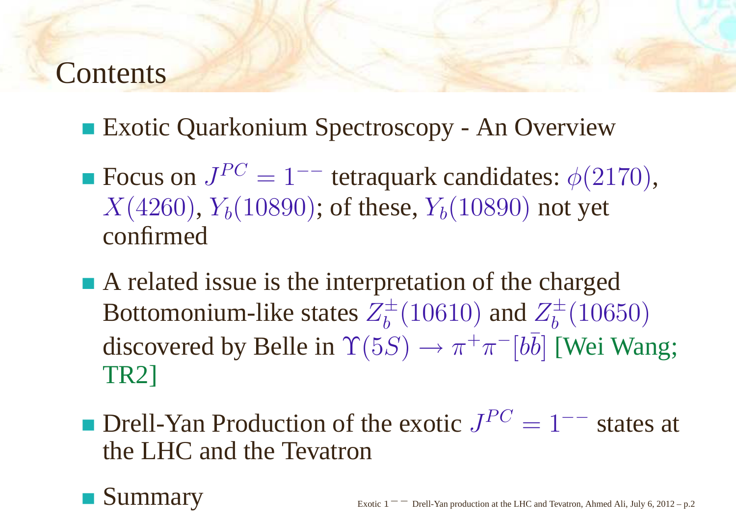# Contents

- Exotic Quarkonium Spectroscopy - An Overview
- Focus on $J^{PC} = 1^{--}$ tetraquark candidates: $\phi(2170)$, $X(4260)$, $Y_b(10890)$; of these, $Y_b(10890)$ not yet confirmed
- A related issue is the interpretation of the charged Bottomonium-like states $Z_b^{\pm}(10610)$ and $Z_b^{\pm}(10650)$ discovered by Belle in $\Upsilon(5S) \to \pi^+\pi^-[b\bar{b}]$ [Wei Wang; TR2]
- Drell-Yan Production of the exotic $J^{PC} = 1^{--}$ states at the LHC and the Tevatron
- Summary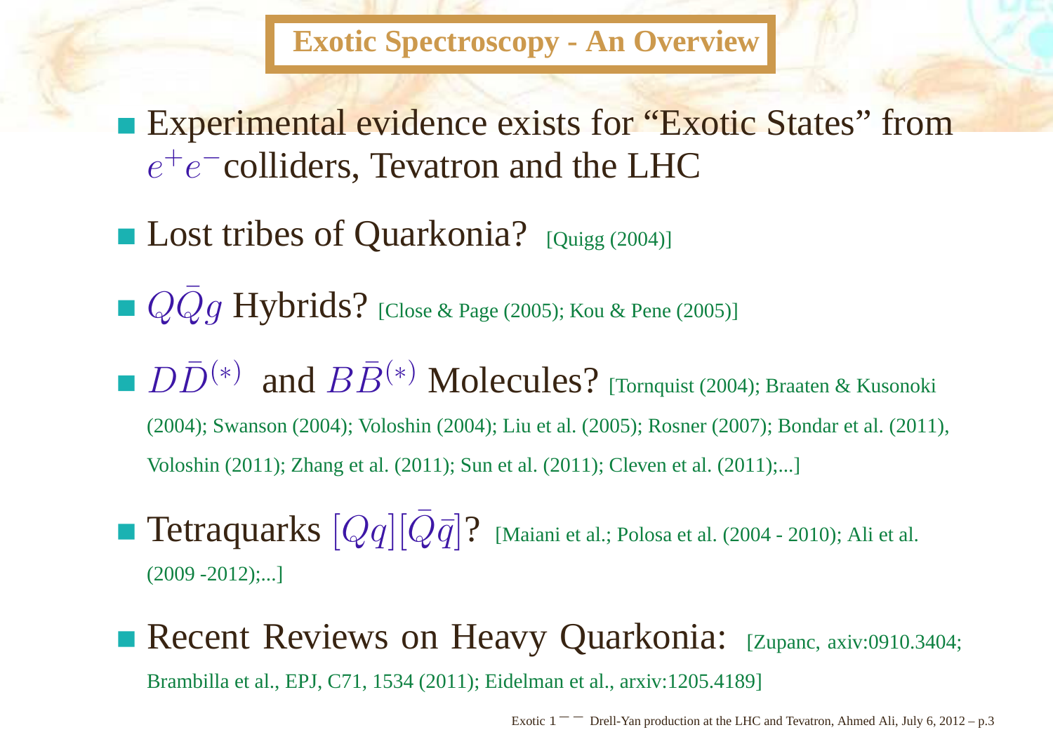# Exotic Spectroscopy - An Overview

- Experimental evidence exists for "Exotic States" from $e^+e^-$ colliders, Tevatron and the LHC
- Lost tribes of Quarkonia? [Quigg (2004)]
- $Q\bar{Q}g$ Hybrids? [Close & Page (2005); Kou & Pene (2005)]
- $D\bar{D}^{(*)}$ and $B\bar{B}^{(*)}$ Molecules? [Tornquist (2004); Braaten & Kusonoki (2004); Swanson (2004); Voloshin (2004); Liu et al. (2005); Rosner (2007); Bondar et al. (2011), Voloshin (2011); Zhang et al. (2011); Sun et al. (2011); Cleven et al. (2011);...]
- Tetraquarks $[Qq][\bar{Q}\bar{q}]$? [Maiani et al.; Polosa et al. (2004 - 2010); Ali et al. (2009 -2012);...]
- Recent Reviews on Heavy Quarkonia: [Zupanc, axiv:0910.3404; Brambilla et al., EPJ, C71, 1534 (2011); Eidelman et al., arxiv:1205.4189]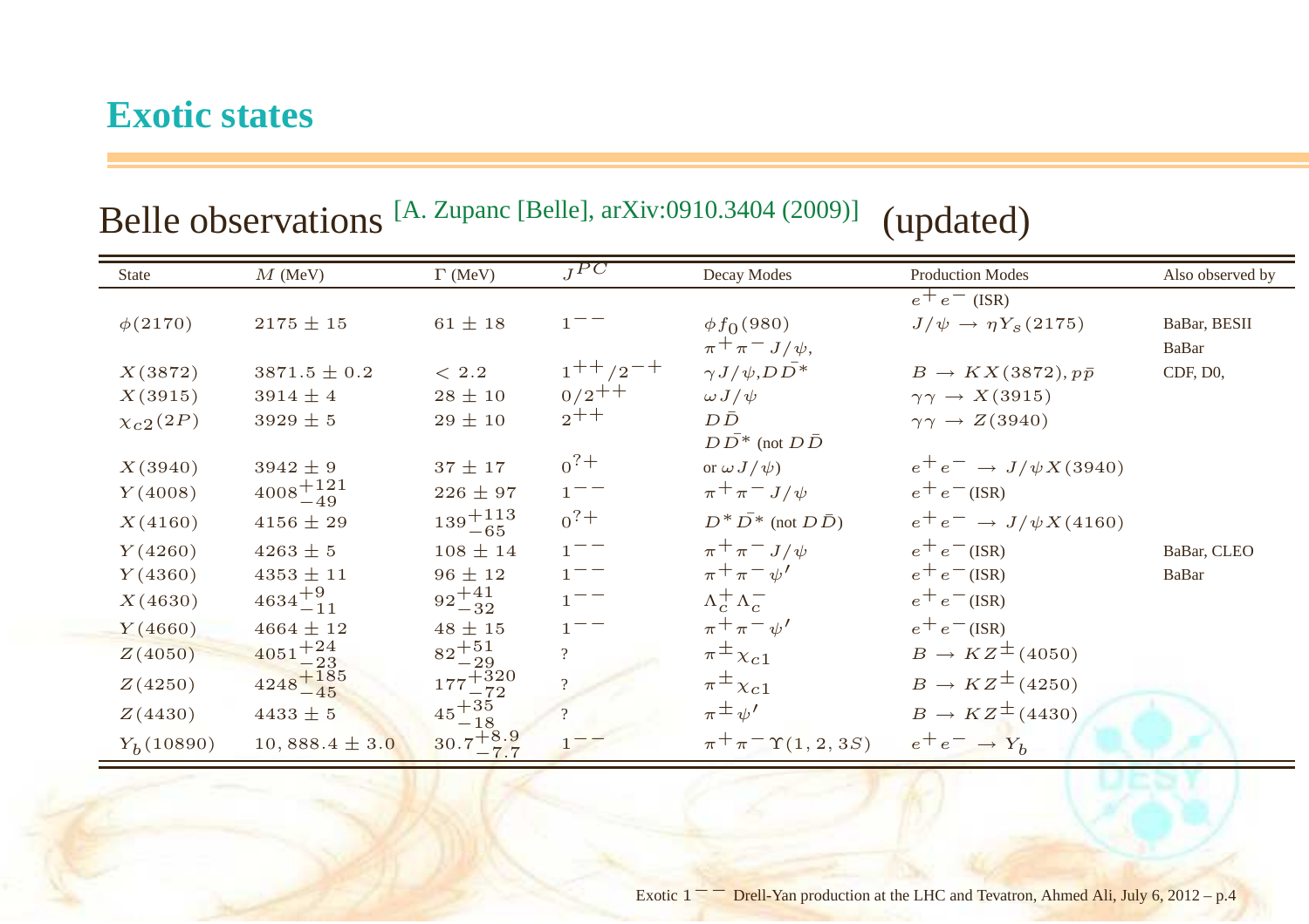# Exotic states

## Belle observations [A. Zupanc [Belle], arXiv:0910.3404 (2009)] (updated)

| State | $M$ (MeV) | $\Gamma$ (MeV) | $J^{PC}$ | Decay Modes | Production Modes | Also observed by |
|---|---|---|---|---|---|---|
| $\phi(2170)$ | $2175 \pm 15$ | $61 \pm 18$ | $1^{--}$ | $\phi f_0(980)$ | $e^+e^-$ (ISR), $J/\psi \to \eta Y_s(2175)$ | BaBar, BESII |
| $X(3872)$ | $3871.5 \pm 0.2$ | $< 2.2$ | $1^{++}/2^{-+}$ | $\pi^+\pi^- J/\psi$, $\gamma J/\psi, D\bar{D}^*$ | $B \to KX(3872)$, $p\bar{p}$ | BaBar, CDF, D0, |
| $X(3915)$ | $3914 \pm 4$ | $28 \pm 10$ | $0/2^{++}$ | $\omega J/\psi$ | $\gamma\gamma \to X(3915)$ | |
| $\chi_{c2}(2P)$ | $3929 \pm 5$ | $29 \pm 10$ | $2^{++}$ | $D\bar{D}$ | $\gamma\gamma \to Z(3940)$ | |
| $X(3940)$ | $3942 \pm 9$ | $37 \pm 17$ | $0^{?+}$ | $D\bar{D}^*$ (not $D\bar{D}$ or $\omega J/\psi$) | $e^+e^- \to J/\psi X(3940)$ | |
| $Y(4008)$ | $4008^{+121}_{-49}$ | $226 \pm 97$ | $1^{--}$ | $\pi^+\pi^- J/\psi$ | $e^+e^-$ (ISR) | |
| $X(4160)$ | $4156 \pm 29$ | $139^{+113}_{-65}$ | $0^{?+}$ | $D^*\bar{D}^*$ (not $D\bar{D}$) | $e^+e^- \to J/\psi X(4160)$ | |
| $Y(4260)$ | $4263 \pm 5$ | $108 \pm 14$ | $1^{--}$ | $\pi^+\pi^- J/\psi$ | $e^+e^-$ (ISR) | BaBar, CLEO |
| $Y(4360)$ | $4353 \pm 11$ | $96 \pm 12$ | $1^{--}$ | $\pi^+\pi^- \psi'$ | $e^+e^-$ (ISR) | BaBar |
| $X(4630)$ | $4634^{+9}_{-11}$ | $92^{+41}_{-32}$ | $1^{--}$ | $\Lambda_c^+\Lambda_c^-$ | $e^+e^-$ (ISR) | |
| $Y(4660)$ | $4664 \pm 12$ | $48 \pm 15$ | $1^{--}$ | $\pi^+\pi^- \psi'$ | $e^+e^-$ (ISR) | |
| $Z(4050)$ | $4051^{+24}_{-23}$ | $82^{+51}_{-29}$ | ? | $\pi^\pm \chi_{c1}$ | $B \to KZ^\pm(4050)$ | |
| $Z(4250)$ | $4248^{+185}_{-45}$ | $177^{+320}_{-72}$ | ? | $\pi^\pm \chi_{c1}$ | $B \to KZ^\pm(4250)$ | |
| $Z(4430)$ | $4433 \pm 5$ | $45^{+35}_{-18}$ | ? | $\pi^\pm \psi'$ | $B \to KZ^\pm(4430)$ | |
| $Y_b(10890)$ | $10,888.4 \pm 3.0$ | $30.7^{+8.9}_{-7.7}$ | $1^{--}$ | $\pi^+\pi^- \Upsilon(1,2,3S)$ | $e^+e^- \to Y_b$ | |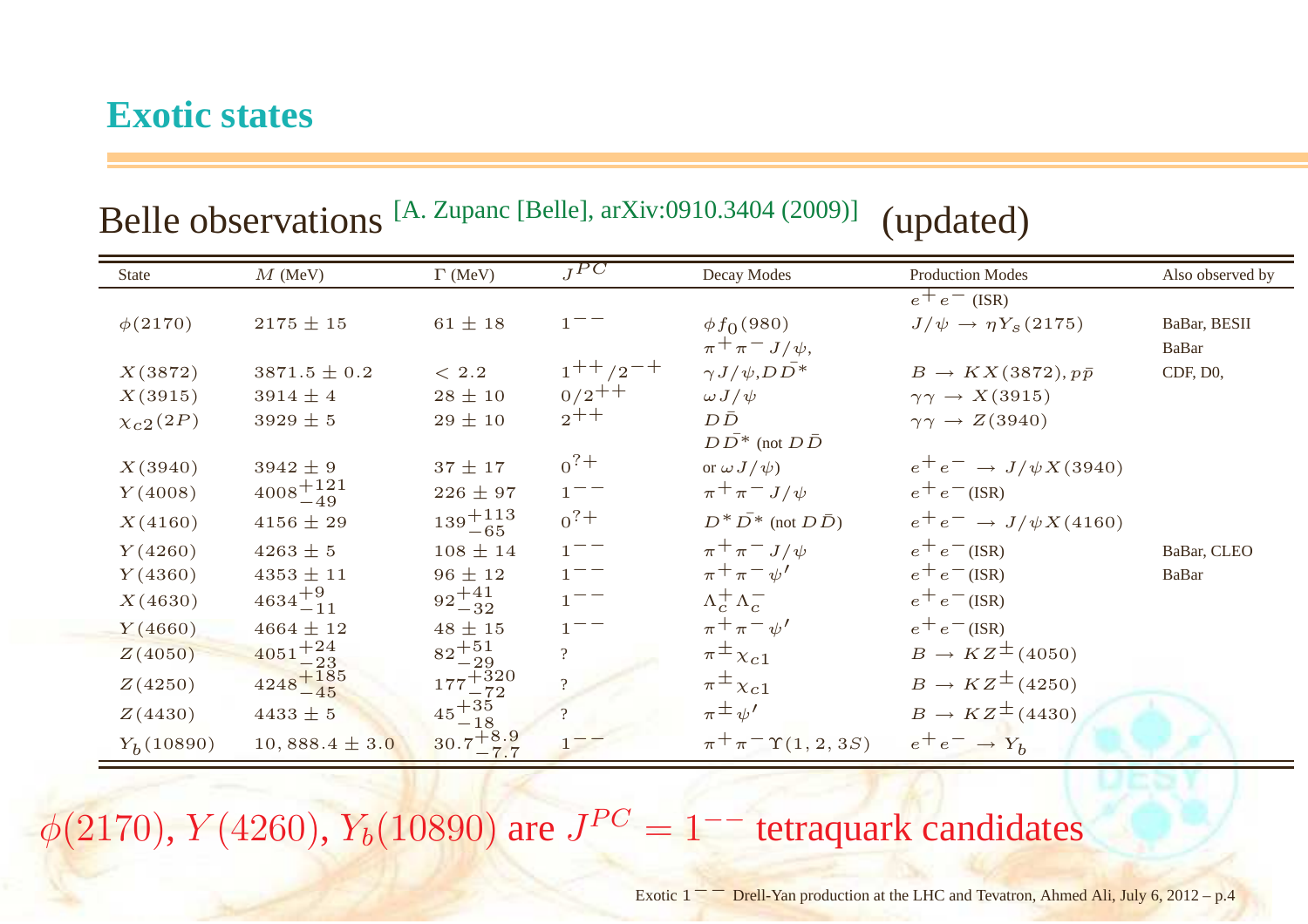## Exotic states

### Belle observations [A. Zupanc [Belle], arXiv:0910.3404 (2009)] (updated)

| State | $M$ (MeV) | $\Gamma$ (MeV) | $J^{PC}$ | Decay Modes | Production Modes | Also observed by |
|---|---|---|---|---|---|---|
| $\phi(2170)$ | $2175 \pm 15$ | $61 \pm 18$ | $1^{--}$ | $\phi f_0(980)$ | $e^+e^-$ (ISR) $J/\psi \to \eta Y_s(2175)$ | BaBar, BESII |
| $X(3872)$ | $3871.5 \pm 0.2$ | $< 2.2$ | $1^{++}/2^{-+}$ | $\pi^+\pi^- J/\psi$, $\gamma J/\psi, D\bar{D}^*$ | $B \to KX(3872)$, $p\bar{p}$ | BaBar CDF, D0, |
| $X(3915)$ | $3914 \pm 4$ | $28 \pm 10$ | $0/2^{++}$ | $\omega J/\psi$ | $\gamma\gamma \to X(3915)$ | |
| $\chi_{c2}(2P)$ | $3929 \pm 5$ | $29 \pm 10$ | $2^{++}$ | $D\bar{D}$ | $\gamma\gamma \to Z(3940)$ | |
| $X(3940)$ | $3942 \pm 9$ | $37 \pm 17$ | $0^{?+}$ | $D\bar{D}^*$ (not $D\bar{D}$ or $\omega J/\psi$) | $e^+e^- \to J/\psi X(3940)$ | |
| $Y(4008)$ | $4008^{+121}_{-49}$ | $226 \pm 97$ | $1^{--}$ | $\pi^+\pi^- J/\psi$ | $e^+e^-$ (ISR) | |
| $X(4160)$ | $4156 \pm 29$ | $139^{+113}_{-65}$ | $0^{?+}$ | $D^*\bar{D}^*$ (not $D\bar{D}$) | $e^+e^- \to J/\psi X(4160)$ | |
| $Y(4260)$ | $4263 \pm 5$ | $108 \pm 14$ | $1^{--}$ | $\pi^+\pi^- J/\psi$ | $e^+e^-$ (ISR) | BaBar, CLEO |
| $Y(4360)$ | $4353 \pm 11$ | $96 \pm 12$ | $1^{--}$ | $\pi^+\pi^- \psi'$ | $e^+e^-$ (ISR) | BaBar |
| $X(4630)$ | $4634^{+9}_{-11}$ | $92^{+41}_{-32}$ | $1^{--}$ | $\Lambda_c^+\Lambda_c^-$ | $e^+e^-$ (ISR) | |
| $Y(4660)$ | $4664 \pm 12$ | $48 \pm 15$ | $1^{--}$ | $\pi^+\pi^- \psi'$ | $e^+e^-$ (ISR) | |
| $Z(4050)$ | $4051^{+24}_{-23}$ | $82^{+51}_{-29}$ | ? | $\pi^\pm \chi_{c1}$ | $B \to KZ^\pm(4050)$ | |
| $Z(4250)$ | $4248^{+185}_{-45}$ | $177^{+320}_{-72}$ | ? | $\pi^\pm \chi_{c1}$ | $B \to KZ^\pm(4250)$ | |
| $Z(4430)$ | $4433 \pm 5$ | $45^{+35}_{-18}$ | ? | $\pi^\pm \psi'$ | $B \to KZ^\pm(4430)$ | |
| $Y_b(10890)$ | $10,888.4 \pm 3.0$ | $30.7^{+8.9}_{-7.7}$ | $1^{--}$ | $\pi^+\pi^- \Upsilon(1,2,3S)$ | $e^+e^- \to Y_b$ | |

$\phi(2170)$, $Y(4260)$, $Y_b(10890)$ are $J^{PC} = 1^{--}$ tetraquark candidates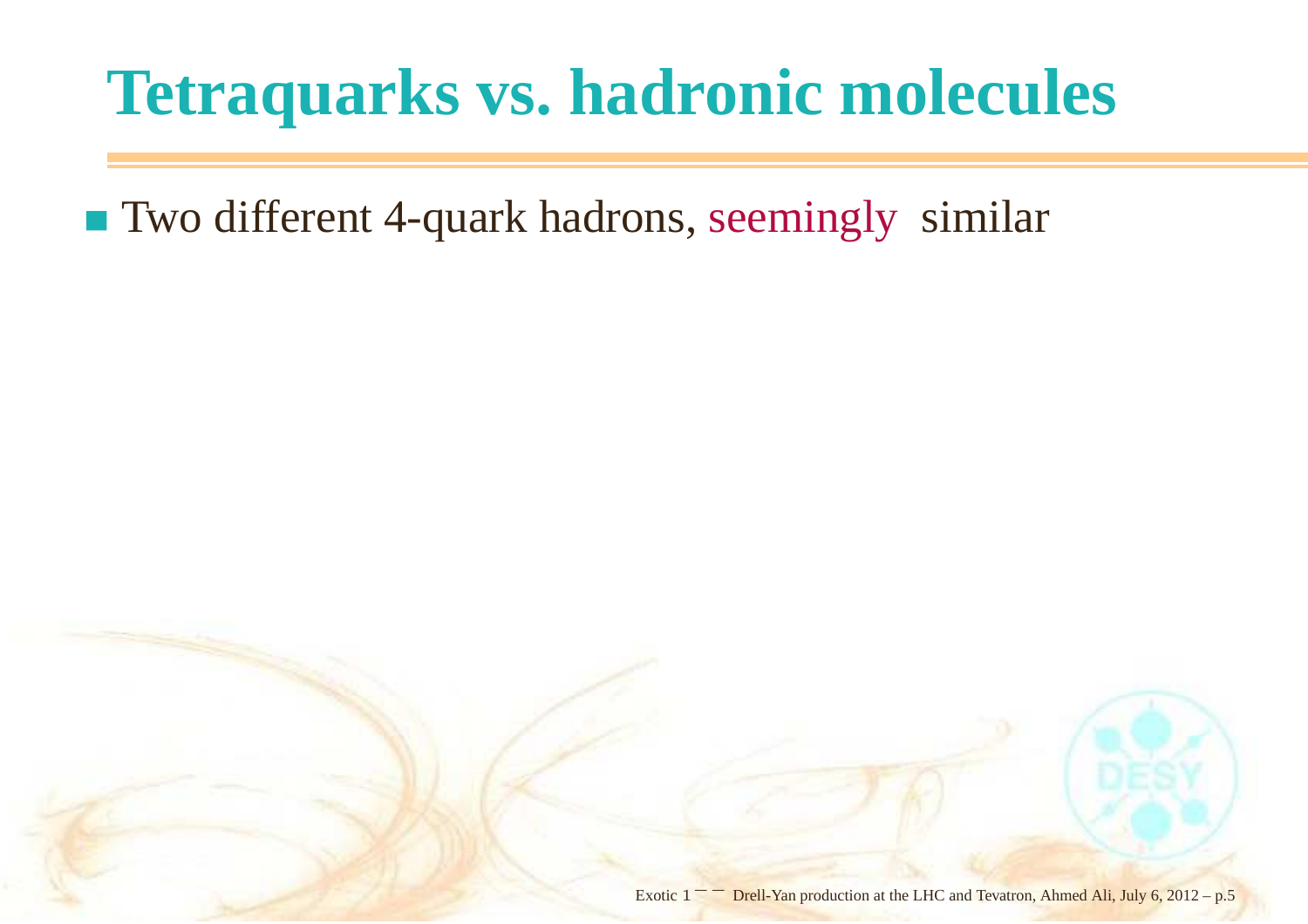# Tetraquarks vs. hadronic molecules

- Two different 4-quark hadrons, seemingly similar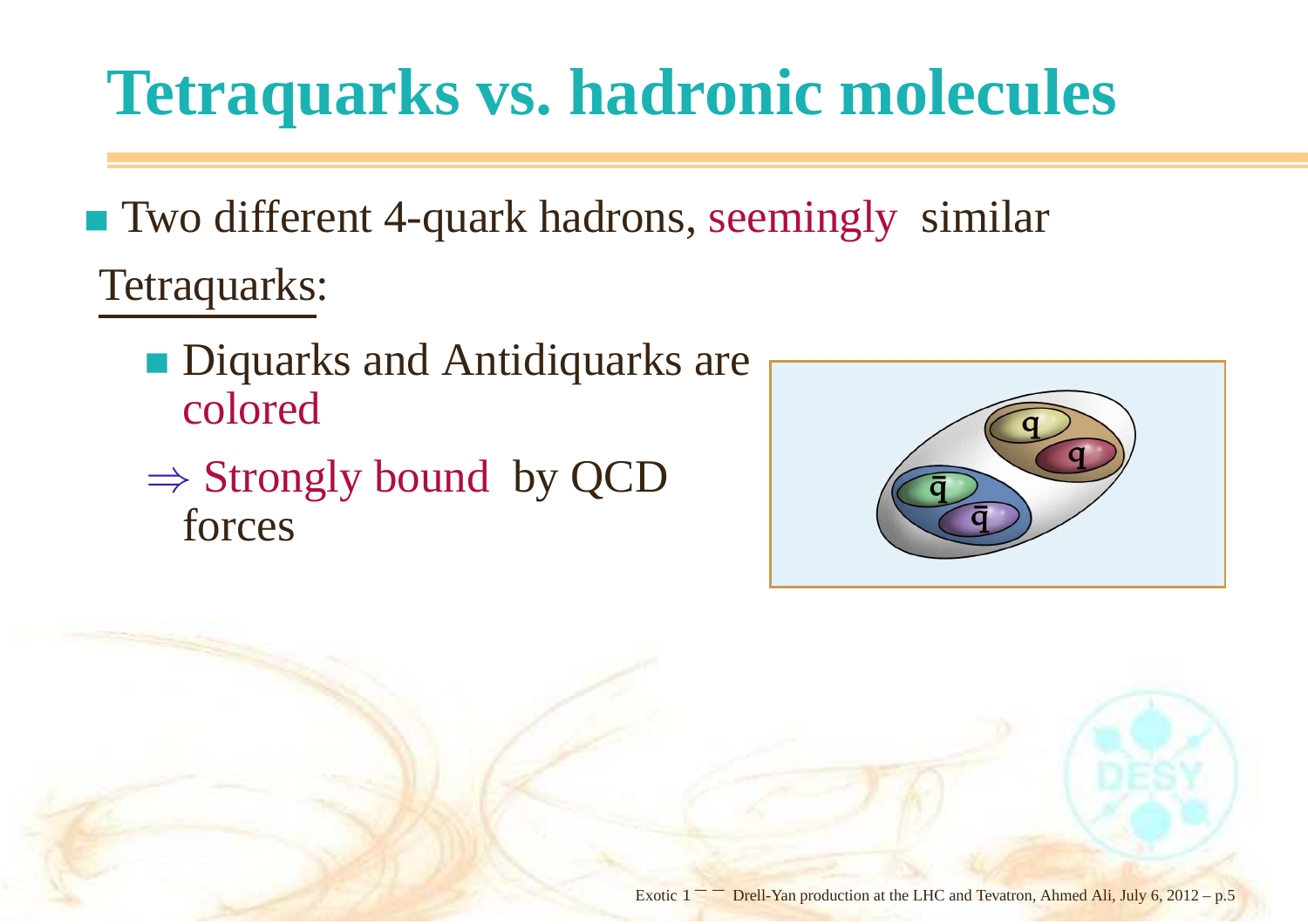# Tetraquarks vs. hadronic molecules

- Two different 4-quark hadrons, seemingly similar

Tetraquarks:

- Diquarks and Antidiquarks are colored

$\Rightarrow$ Strongly bound by QCD forces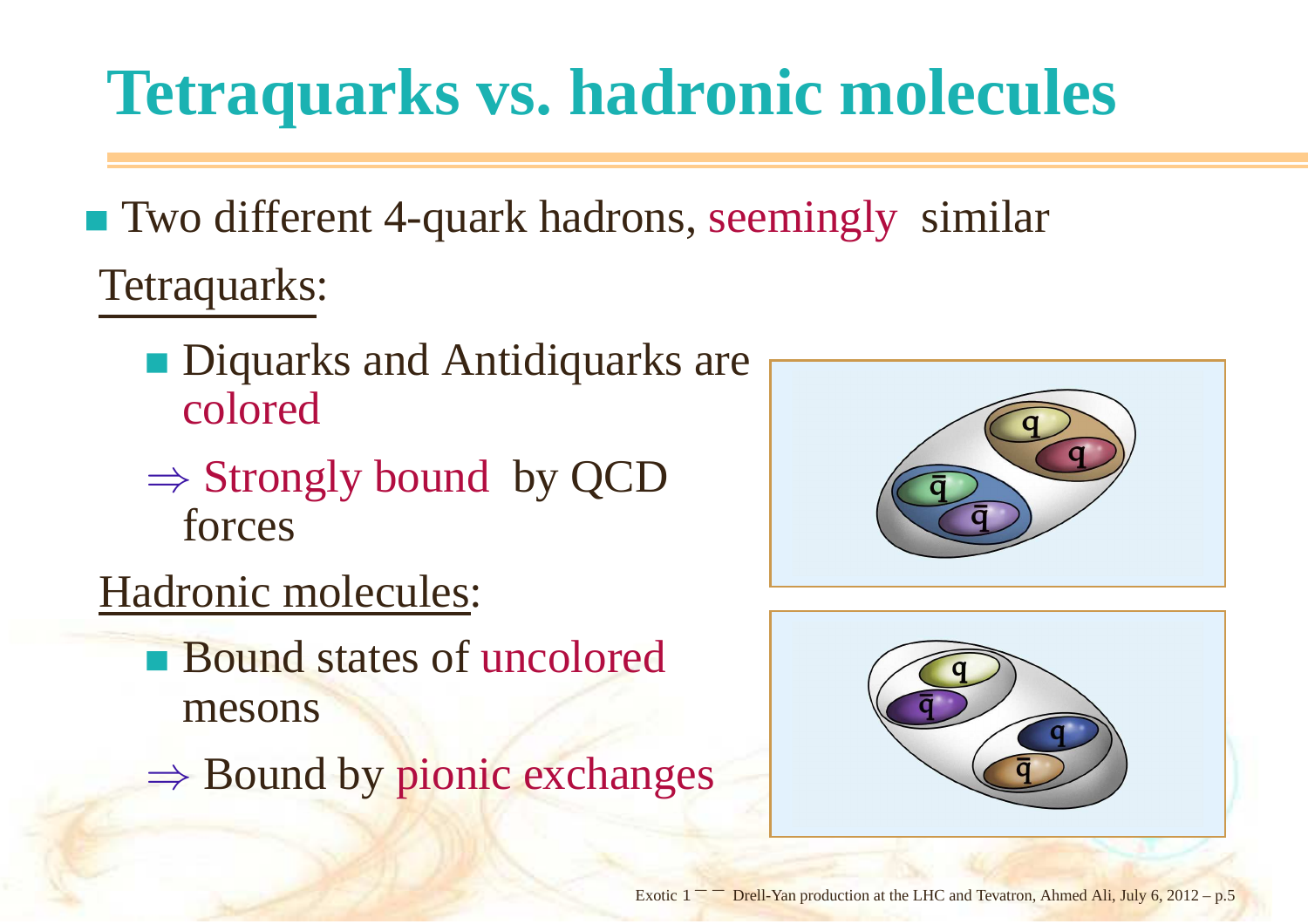# Tetraquarks vs. hadronic molecules

- Two different 4-quark hadrons, seemingly similar

Tetraquarks:

- Diquarks and Antidiquarks are colored

  ⇒ Strongly bound by QCD forces

Hadronic molecules:

- Bound states of uncolored mesons

  ⇒ Bound by pionic exchanges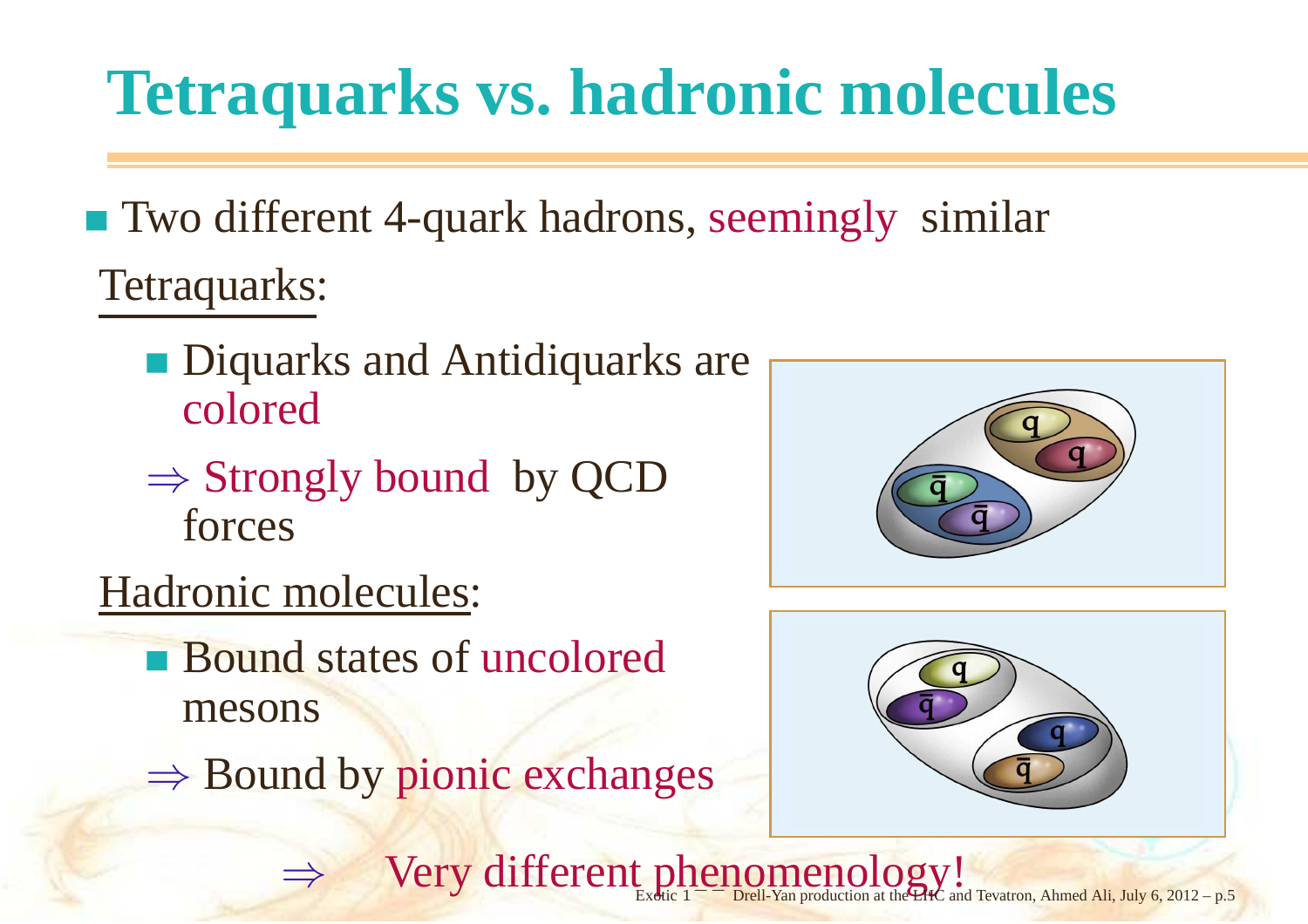# Tetraquarks vs. hadronic molecules

- Two different 4-quark hadrons, seemingly similar

Tetraquarks:

- Diquarks and Antidiquarks are colored

$\Rightarrow$ Strongly bound by QCD forces

Hadronic molecules:

- Bound states of uncolored mesons

$\Rightarrow$ Bound by pionic exchanges

$\Rightarrow$ Very different phenomenology!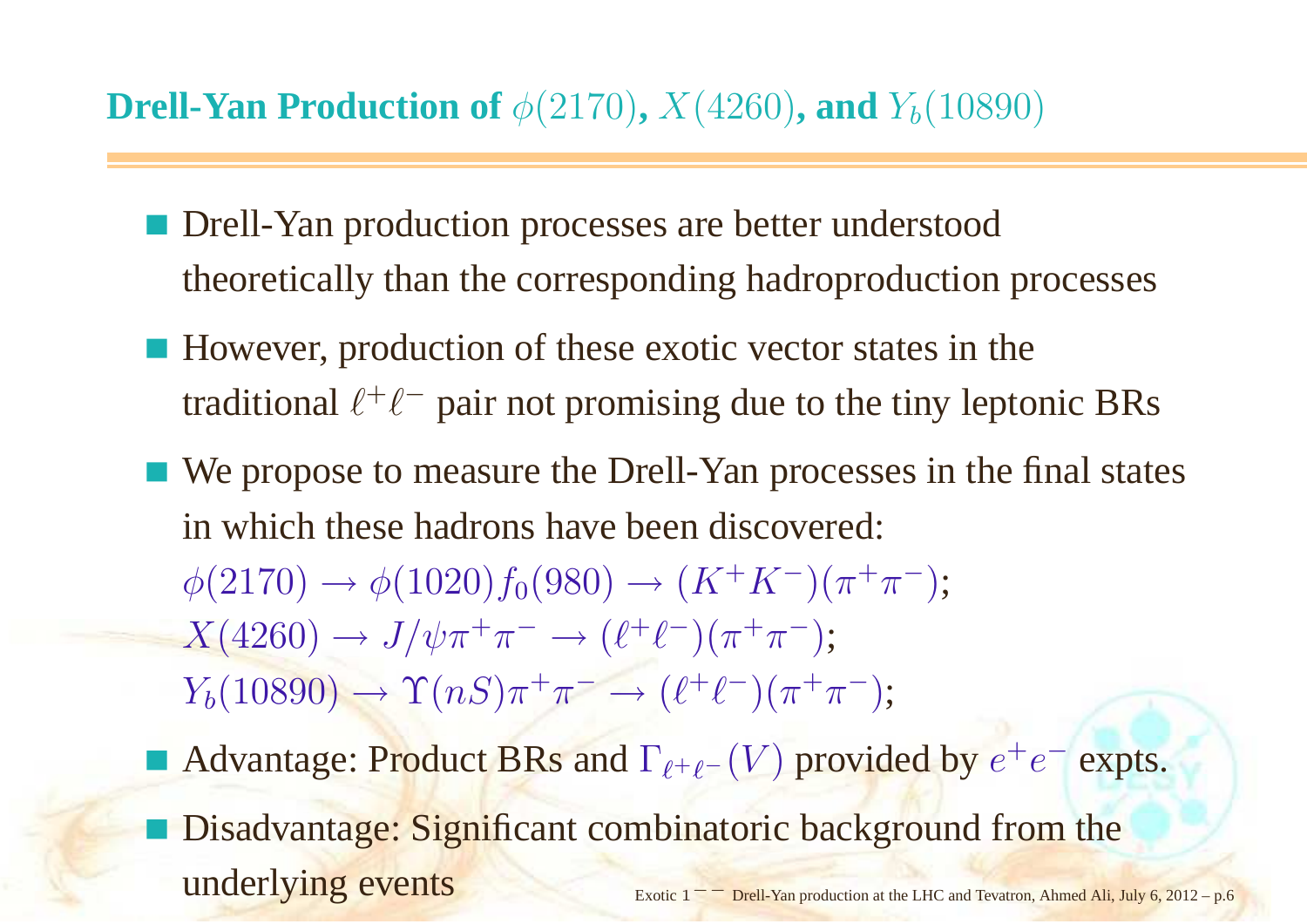## Drell-Yan Production of $\phi(2170)$, $X(4260)$, and $Y_b(10890)$

- Drell-Yan production processes are better understood theoretically than the corresponding hadroproduction processes
- However, production of these exotic vector states in the traditional $\ell^+\ell^-$ pair not promising due to the tiny leptonic BRs
- We propose to measure the Drell-Yan processes in the final states in which these hadrons have been discovered:
  $\phi(2170) \to \phi(1020) f_0(980) \to (K^+K^-)(\pi^+\pi^-)$;
  $X(4260) \to J/\psi \pi^+\pi^- \to (\ell^+\ell^-)(\pi^+\pi^-)$;
  $Y_b(10890) \to \Upsilon(nS)\pi^+\pi^- \to (\ell^+\ell^-)(\pi^+\pi^-)$;
- Advantage: Product BRs and $\Gamma_{\ell^+\ell^-}(V)$ provided by $e^+e^-$ expts.
- Disadvantage: Significant combinatoric background from the underlying events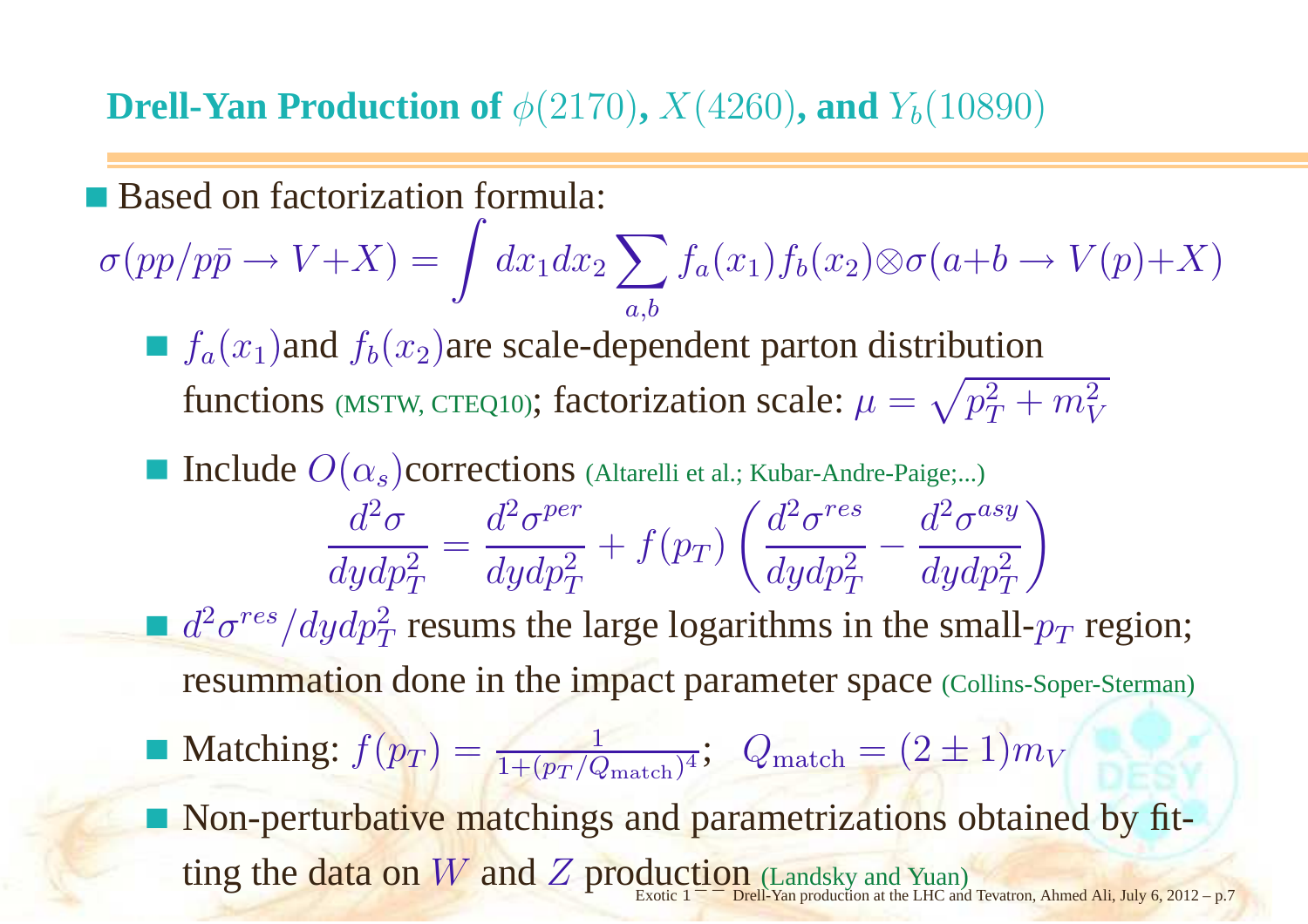## Drell-Yan Production of $\phi(2170)$, $X(4260)$, and $Y_b(10890)$

- Based on factorization formula:

$$\sigma(pp/p\bar{p} \to V+X) = \int dx_1 dx_2 \sum_{a,b} f_a(x_1) f_b(x_2) \otimes \sigma(a+b \to V(p)+X)$$

  - $f_a(x_1)$ and $f_b(x_2)$ are scale-dependent parton distribution functions (MSTW, CTEQ10); factorization scale: $\mu = \sqrt{p_T^2 + m_V^2}$
  - Include $O(\alpha_s)$ corrections (Altarelli et al.; Kubar-Andre-Paige;...)

$$\frac{d^2\sigma}{dy dp_T^2} = \frac{d^2\sigma^{per}}{dy dp_T^2} + f(p_T)\left(\frac{d^2\sigma^{res}}{dy dp_T^2} - \frac{d^2\sigma^{asy}}{dy dp_T^2}\right)$$

  - $d^2\sigma^{res}/dy dp_T^2$ resums the large logarithms in the small-$p_T$ region; resummation done in the impact parameter space (Collins-Soper-Sterman)
  - Matching: $f(p_T) = \frac{1}{1+(p_T/Q_{\text{match}})^4}$; $Q_{\text{match}} = (2 \pm 1) m_V$
  - Non-perturbative matchings and parametrizations obtained by fitting the data on $W$ and $Z$ production (Landsky and Yuan)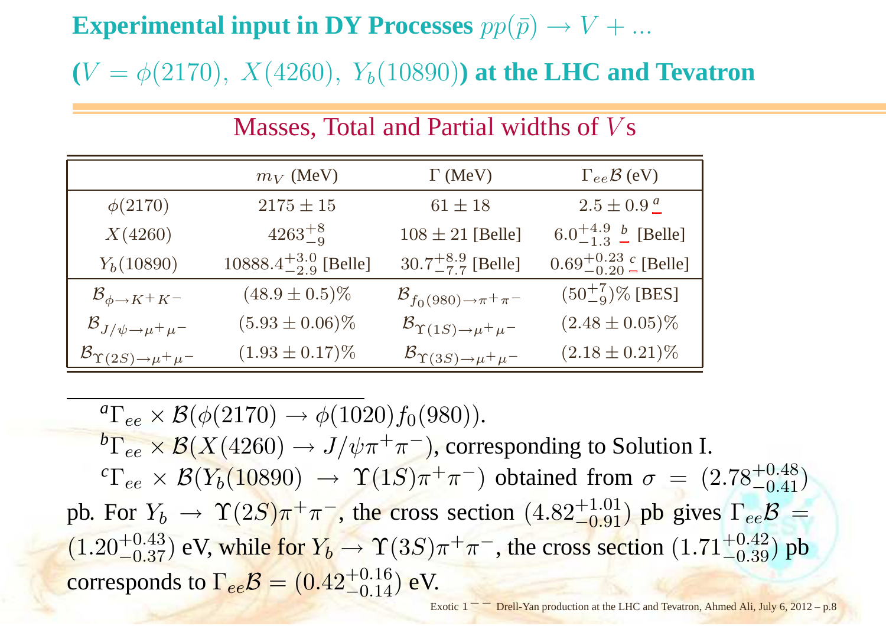# Experimental input in DY Processes $pp(\bar{p}) \to V + ...$

## ($V = \phi(2170),\ X(4260),\ Y_b(10890)$) at the LHC and Tevatron

### Masses, Total and Partial widths of $V$s

| | $m_V$ (MeV) | $\Gamma$ (MeV) | $\Gamma_{ee}\mathcal{B}$ (eV) |
|---|---|---|---|
| $\phi(2170)$ | $2175 \pm 15$ | $61 \pm 18$ | $2.5 \pm 0.9$ [a] |
| $X(4260)$ | $4263^{+8}_{-9}$ | $108 \pm 21$ [Belle] | $6.0^{+4.9}_{-1.3}$ [b] [Belle] |
| $Y_b(10890)$ | $10888.4^{+3.0}_{-2.9}$ [Belle] | $30.7^{+8.9}_{-7.7}$ [Belle] | $0.69^{+0.23}_{-0.20}$ [c] [Belle] |
| $\mathcal{B}_{\phi \to K^+K^-}$ | $(48.9 \pm 0.5)\%$ | $\mathcal{B}_{f_0(980) \to \pi^+\pi^-}$ | $(50^{+7}_{-9})\%$ [BES] |
| $\mathcal{B}_{J/\psi \to \mu^+\mu^-}$ | $(5.93 \pm 0.06)\%$ | $\mathcal{B}_{\Upsilon(1S) \to \mu^+\mu^-}$ | $(2.48 \pm 0.05)\%$ |
| $\mathcal{B}_{\Upsilon(2S) \to \mu^+\mu^-}$ | $(1.93 \pm 0.17)\%$ | $\mathcal{B}_{\Upsilon(3S) \to \mu^+\mu^-}$ | $(2.18 \pm 0.21)\%$ |

[a] $\Gamma_{ee} \times \mathcal{B}(\phi(2170) \to \phi(1020) f_0(980))$.

[b] $\Gamma_{ee} \times \mathcal{B}(X(4260) \to J/\psi \pi^+\pi^-)$, corresponding to Solution I.

[c] $\Gamma_{ee} \times \mathcal{B}(Y_b(10890) \to \Upsilon(1S)\pi^+\pi^-)$ obtained from $\sigma = (2.78^{+0.48}_{-0.41})$ pb. For $Y_b \to \Upsilon(2S)\pi^+\pi^-$, the cross section $(4.82^{+1.01}_{-0.91})$ pb gives $\Gamma_{ee}\mathcal{B} = (1.20^{+0.43}_{-0.37})$ eV, while for $Y_b \to \Upsilon(3S)\pi^+\pi^-$, the cross section $(1.71^{+0.42}_{-0.39})$ pb corresponds to $\Gamma_{ee}\mathcal{B} = (0.42^{+0.16}_{-0.14})$ eV.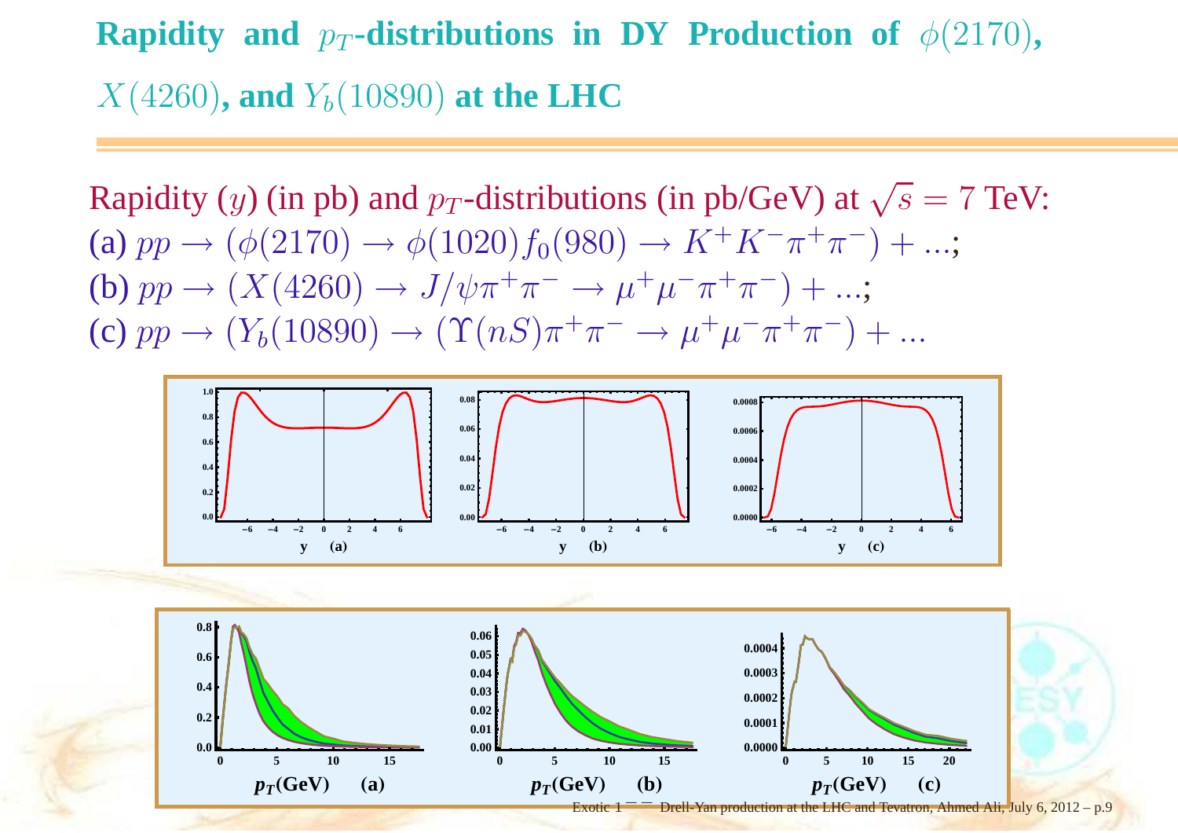## Rapidity and $p_T$-distributions in DY Production of $\phi(2170)$, $X(4260)$, and $Y_b(10890)$ at the LHC

Rapidity ($y$) (in pb) and $p_T$-distributions (in pb/GeV) at $\sqrt{s} = 7$ TeV:
(a) $pp \to (\phi(2170) \to \phi(1020) f_0(980) \to K^+ K^- \pi^+ \pi^-) + \ldots$;
(b) $pp \to (X(4260) \to J/\psi \pi^+ \pi^- \to \mu^+ \mu^- \pi^+ \pi^-) + \ldots$;
(c) $pp \to (Y_b(10890) \to (\Upsilon(nS) \pi^+ \pi^- \to \mu^+ \mu^- \pi^+ \pi^-) + \ldots$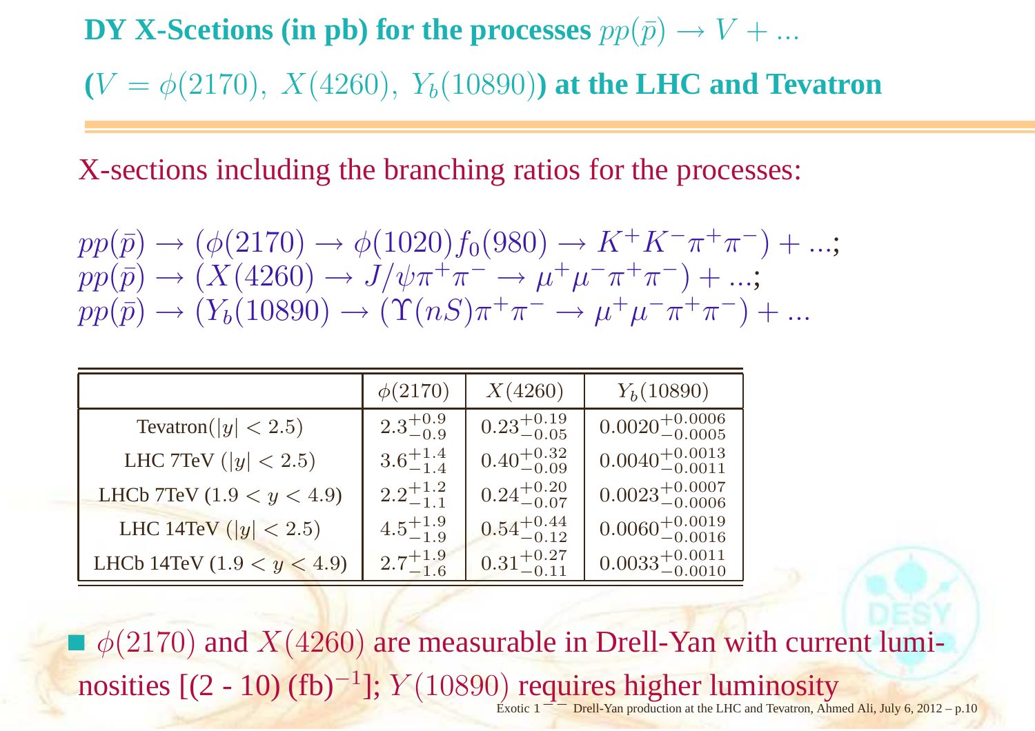## DY X-Scetions (in pb) for the processes $pp(\bar{p}) \to V + ...$ ($V = \phi(2170),\ X(4260),\ Y_b(10890)$) at the LHC and Tevatron

X-sections including the branching ratios for the processes:

$$pp(\bar{p}) \to (\phi(2170) \to \phi(1020) f_0(980) \to K^+K^-\pi^+\pi^-) + ...;$$
$$pp(\bar{p}) \to (X(4260) \to J/\psi\pi^+\pi^- \to \mu^+\mu^-\pi^+\pi^-) + ...;$$
$$pp(\bar{p}) \to (Y_b(10890) \to (\Upsilon(nS)\pi^+\pi^- \to \mu^+\mu^-\pi^+\pi^-) + ...$$

| | $\phi(2170)$ | $X(4260)$ | $Y_b(10890)$ |
|---|---|---|---|
| Tevatron($\lvert y\rvert < 2.5$) | $2.3^{+0.9}_{-0.9}$ | $0.23^{+0.19}_{-0.05}$ | $0.0020^{+0.0006}_{-0.0005}$ |
| LHC 7TeV ($\lvert y\rvert < 2.5$) | $3.6^{+1.4}_{-1.4}$ | $0.40^{+0.32}_{-0.09}$ | $0.0040^{+0.0013}_{-0.0011}$ |
| LHCb 7TeV ($1.9 < y < 4.9$) | $2.2^{+1.2}_{-1.1}$ | $0.24^{+0.20}_{-0.07}$ | $0.0023^{+0.0007}_{-0.0006}$ |
| LHC 14TeV ($\lvert y\rvert < 2.5$) | $4.5^{+1.9}_{-1.9}$ | $0.54^{+0.44}_{-0.12}$ | $0.0060^{+0.0019}_{-0.0016}$ |
| LHCb 14TeV ($1.9 < y < 4.9$) | $2.7^{+1.9}_{-1.6}$ | $0.31^{+0.27}_{-0.11}$ | $0.0033^{+0.0011}_{-0.0010}$ |

- $\phi(2170)$ and $X(4260)$ are measurable in Drell-Yan with current luminosities [(2 - 10) (fb)$^{-1}$]; $Y(10890)$ requires higher luminosity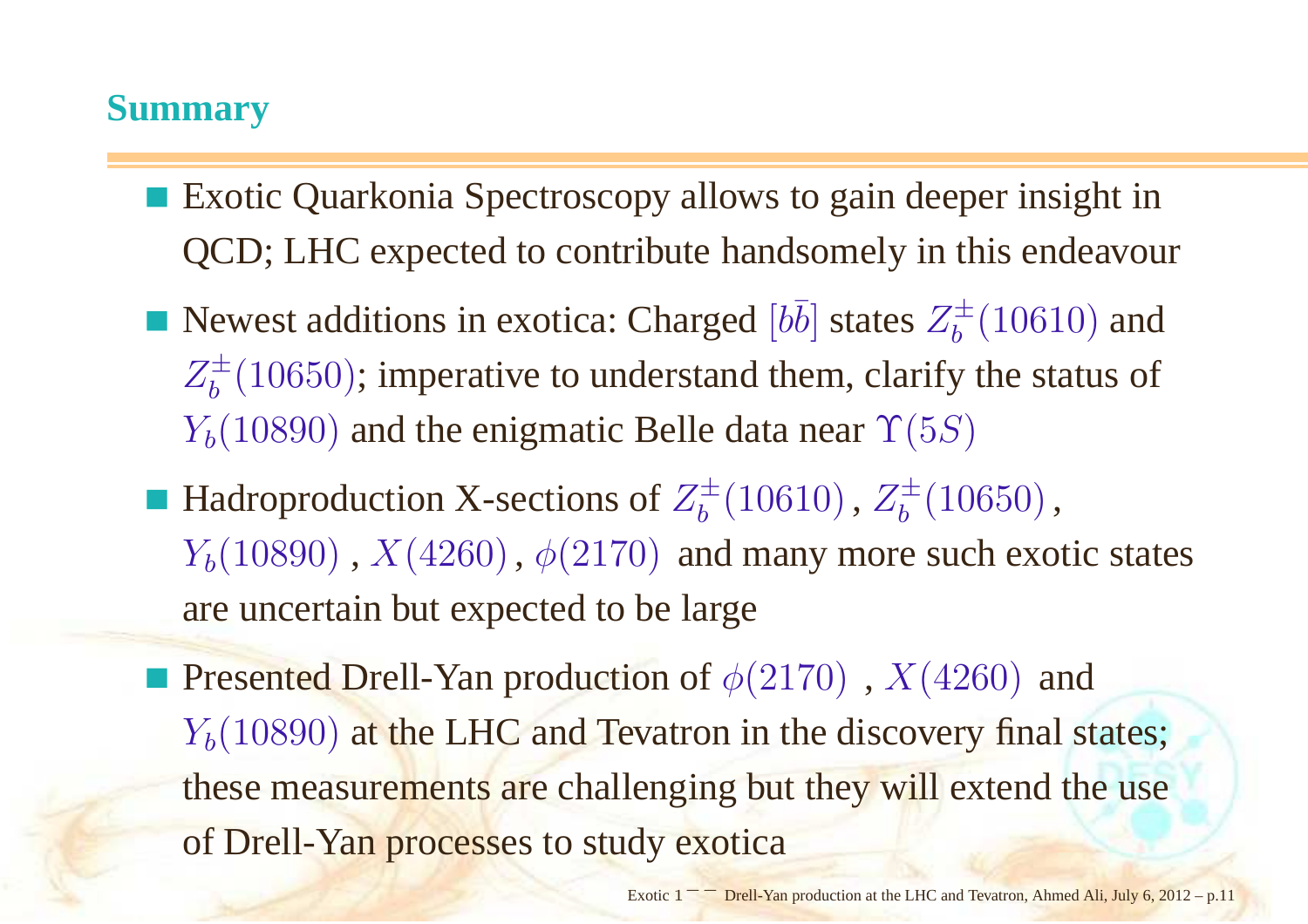## Summary

- Exotic Quarkonia Spectroscopy allows to gain deeper insight in QCD; LHC expected to contribute handsomely in this endeavour
- Newest additions in exotica: Charged $[b\bar{b}]$ states $Z_b^{\pm}(10610)$ and $Z_b^{\pm}(10650)$; imperative to understand them, clarify the status of $Y_b(10890)$ and the enigmatic Belle data near $\Upsilon(5S)$
- Hadroproduction X-sections of $Z_b^{\pm}(10610)$, $Z_b^{\pm}(10650)$, $Y_b(10890)$, $X(4260)$, $\phi(2170)$ and many more such exotic states are uncertain but expected to be large
- Presented Drell-Yan production of $\phi(2170)$, $X(4260)$ and $Y_b(10890)$ at the LHC and Tevatron in the discovery final states; these measurements are challenging but they will extend the use of Drell-Yan processes to study exotica